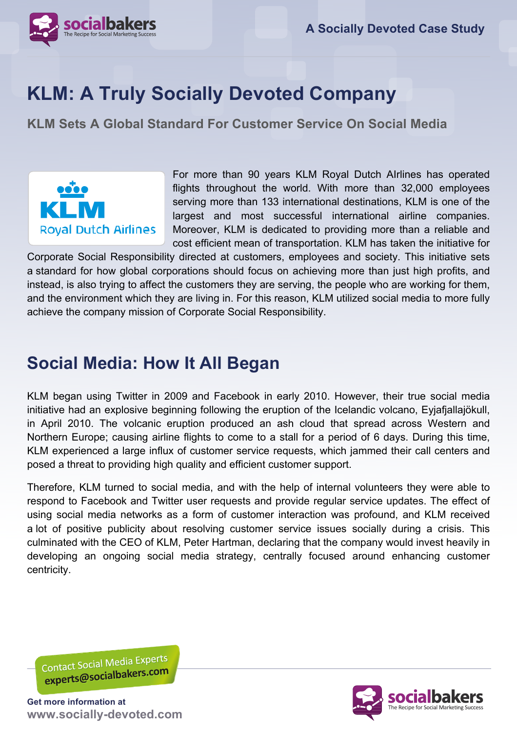# KLM: A Truly Socially Devoted Company

## KLM Sets A Global Standard For Customer Service On Social Media

KLM Royal Dutch Airlines

For more than 90 years KLM Royal Dutch AIrlines has operated flights throughout the world. With more than 32,000 employees serving more than 133 international destinations, KLM is one of the largest and most successful international airline companies. Moreover, KLM is dedicated to providing more than a reliable and cost efficient mean of transportation. KLM has taken the initiative for Corporate Social Responsibility directed at customers, employees and society. This initiative sets a standard for how global corporations should focus on achieving more than just high profits, and instead, is also trying to affect the customers they are serving, the people who are working for them, and the environment which they are living in. For this reason, KLM utilized social media to more fully achieve the company mission of Corporate Social Responsibility.

## Social Media: How It All Began

KLM began using Twitter in 2009 and Facebook in early 2010. However, their true social media initiative had an explosive beginning following the eruption of the Icelandic volcano, Eyjafjallajökull, in April 2010. The volcanic eruption produced an ash cloud that spread across Western and Northern Europe; causing airline flights to come to a stall for a period of 6 days. During this time, KLM experienced a large influx of customer service requests, which jammed their call centers and posed a threat to providing high quality and efficient customer support.

Therefore, KLM turned to social media, and with the help of internal volunteers they were able to respond to Facebook and Twitter user requests and provide regular service updates. The effect of using social media networks as a form of customer interaction was profound, and KLM received a lot of positive publicity about resolving customer service issues socially during a crisis. This culminated with the CEO of KLM, Peter Hartman, declaring that the company would invest heavily in developing an ongoing social media strategy, centrally focused around enhancing customer centricity.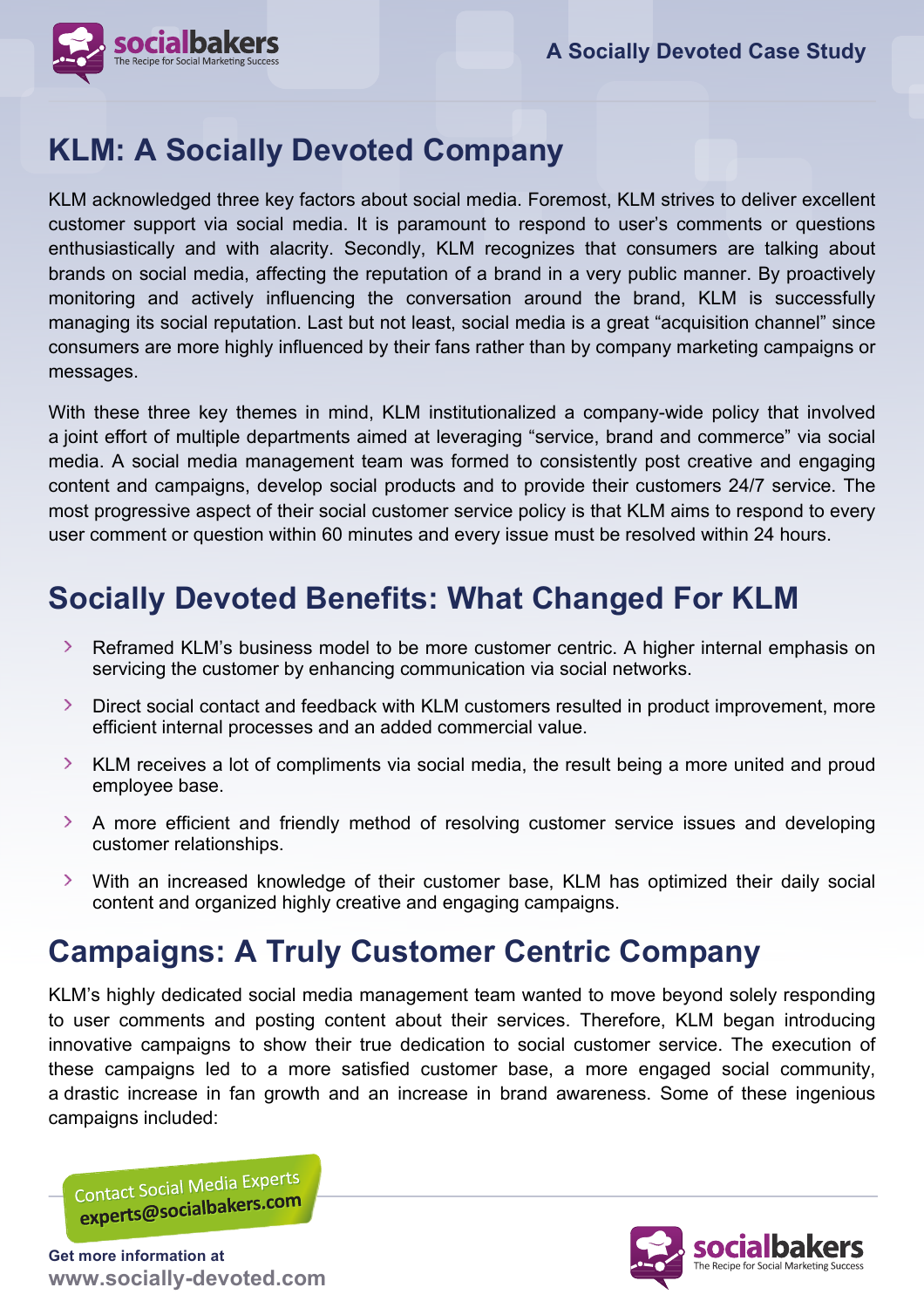## KLM: A Socially Devoted Company

KLM acknowledged three key factors about social media. Foremost, KLM strives to deliver excellent customer support via social media. It is paramount to respond to user's comments or questions enthusiastically and with alacrity. Secondly, KLM recognizes that consumers are talking about brands on social media, affecting the reputation of a brand in a very public manner. By proactively monitoring and actively influencing the conversation around the brand, KLM is successfully managing its social reputation. Last but not least, social media is a great "acquisition channel" since consumers are more highly influenced by their fans rather than by company marketing campaigns or messages.

With these three key themes in mind, KLM institutionalized a company-wide policy that involved a joint effort of multiple departments aimed at leveraging "service, brand and commerce" via social media. A social media management team was formed to consistently post creative and engaging content and campaigns, develop social products and to provide their customers 24/7 service. The most progressive aspect of their social customer service policy is that KLM aims to respond to every user comment or question within 60 minutes and every issue must be resolved within 24 hours.

## Socially Devoted Benefits: What Changed For KLM

- Reframed KLM's business model to be more customer centric. A higher internal emphasis on servicing the customer by enhancing communication via social networks.
- Direct social contact and feedback with KLM customers resulted in product improvement, more efficient internal processes and an added commercial value.
- KLM receives a lot of compliments via social media, the result being a more united and proud employee base.
- A more efficient and friendly method of resolving customer service issues and developing customer relationships.
- With an increased knowledge of their customer base, KLM has optimized their daily social content and organized highly creative and engaging campaigns.

## Campaigns: A Truly Customer Centric Company

KLM's highly dedicated social media management team wanted to move beyond solely responding to user comments and posting content about their services. Therefore, KLM began introducing innovative campaigns to show their true dedication to social customer service. The execution of these campaigns led to a more satisfied customer base, a more engaged social community, a drastic increase in fan growth and an increase in brand awareness. Some of these ingenious campaigns included: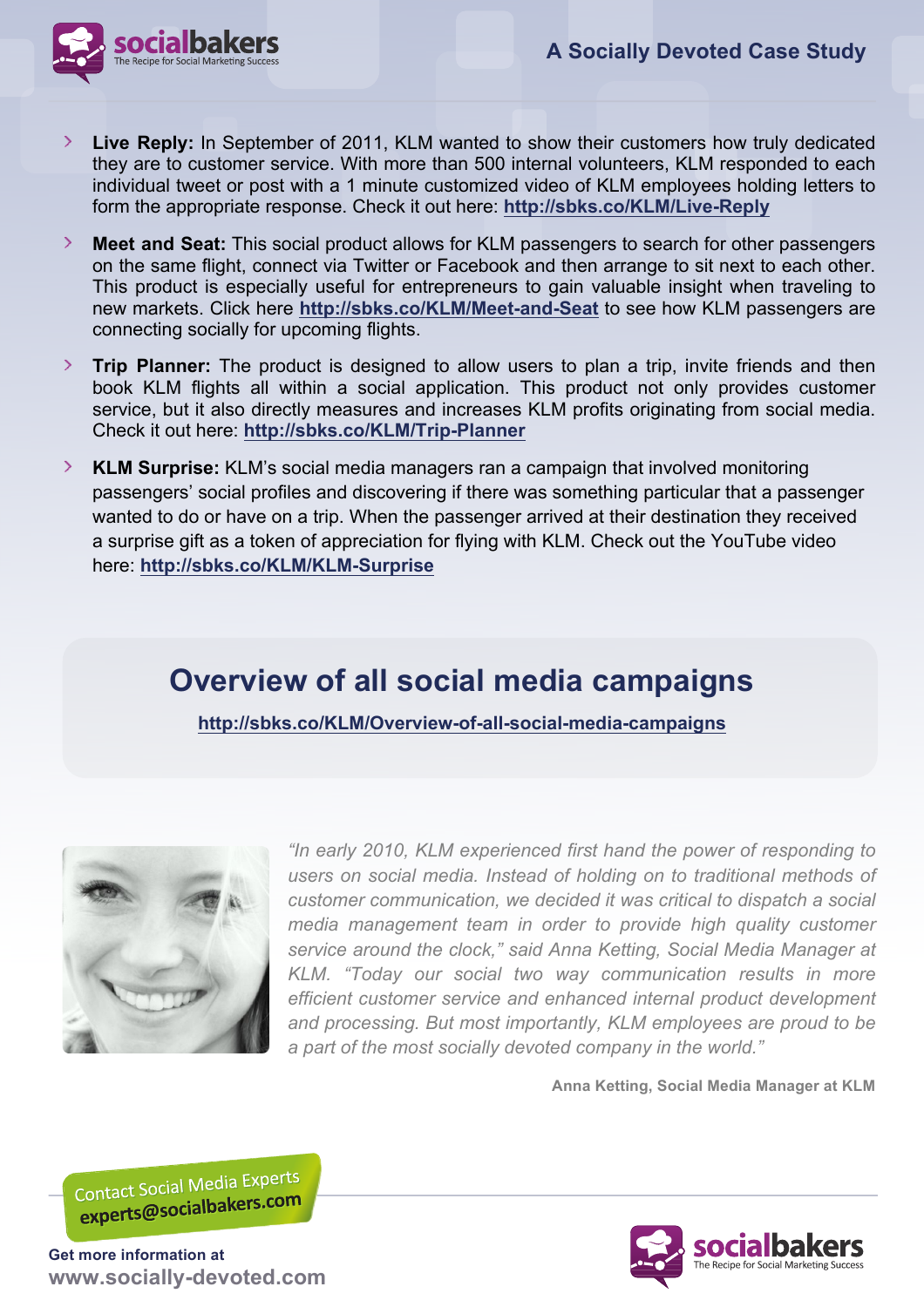- **Live Reply:** In September of 2011, KLM wanted to show their customers how truly dedicated they are to customer service. With more than 500 internal volunteers, KLM responded to each individual tweet or post with a 1 minute customized video of KLM employees holding letters to form the appropriate response. Check it out here: **http://sbks.co/KLM/Live-Reply**
- **Meet and Seat:** This social product allows for KLM passengers to search for other passengers on the same flight, connect via Twitter or Facebook and then arrange to sit next to each other. This product is especially useful for entrepreneurs to gain valuable insight when traveling to new markets. Click here **http://sbks.co/KLM/Meet-and-Seat** to see how KLM passengers are connecting socially for upcoming flights.
- **Trip Planner:** The product is designed to allow users to plan a trip, invite friends and then book KLM flights all within a social application. This product not only provides customer service, but it also directly measures and increases KLM profits originating from social media. Check it out here: **http://sbks.co/KLM/Trip-Planner**
- **KLM Surprise:** KLM's social media managers ran a campaign that involved monitoring passengers' social profiles and discovering if there was something particular that a passenger wanted to do or have on a trip. When the passenger arrived at their destination they received a surprise gift as a token of appreciation for flying with KLM. Check out the YouTube video here: **http://sbks.co/KLM/KLM-Surprise**

## Overview of all social media campaigns

**http://sbks.co/KLM/Overview-of-all-social-media-campaigns**

*"In early 2010, KLM experienced first hand the power of responding to users on social media. Instead of holding on to traditional methods of customer communication, we decided it was critical to dispatch a social media management team in order to provide high quality customer service around the clock," said Anna Ketting, Social Media Manager at KLM. "Today our social two way communication results in more efficient customer service and enhanced internal product development and processing. But most importantly, KLM employees are proud to be a part of the most socially devoted company in the world."*

**Anna Ketting, Social Media Manager at KLM**

Contact Social Media Experts
**experts@socialbakers.com**

**Get more information at**
**www.socially-devoted.com**